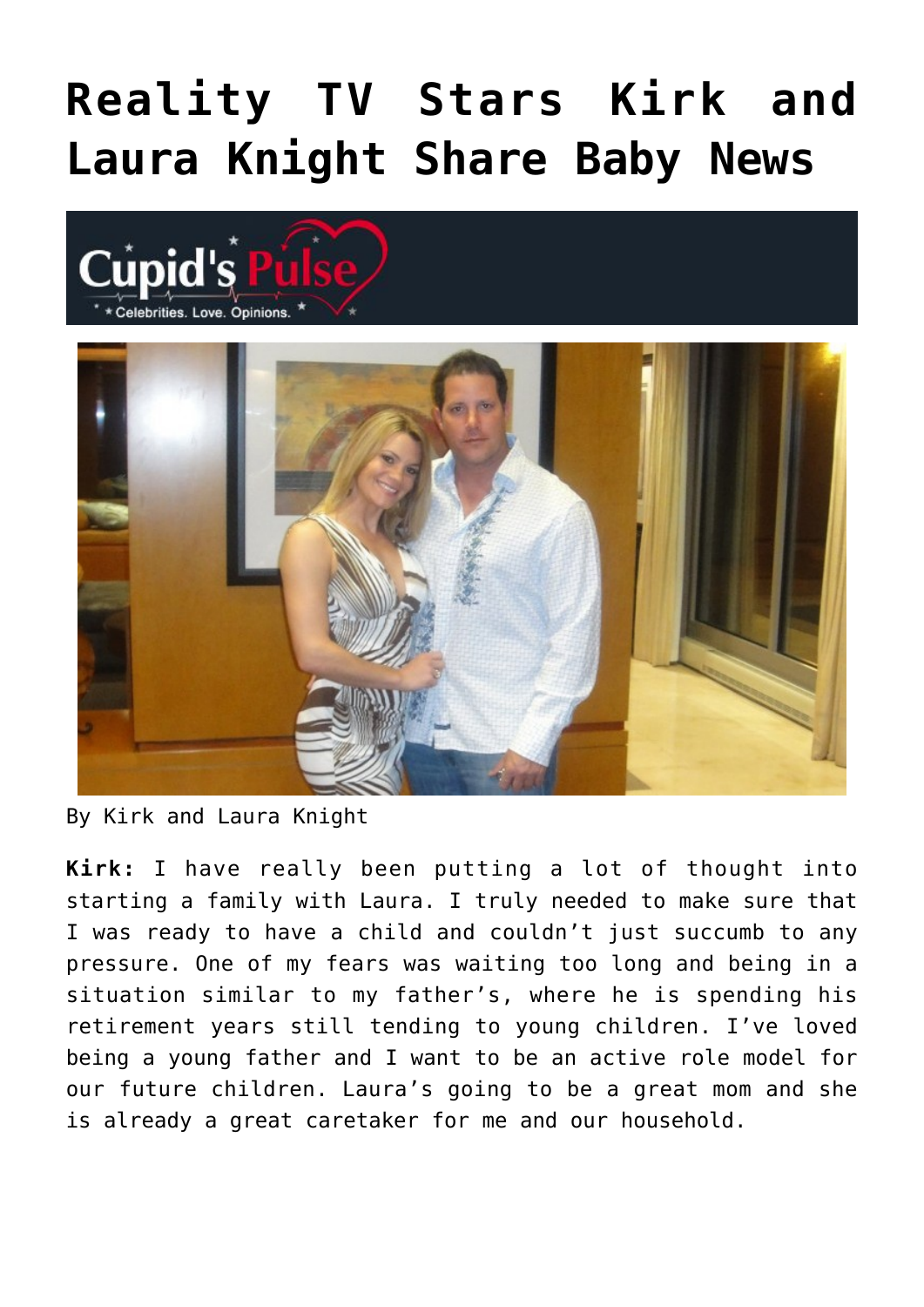# Reality TV Stars Kirk and Laura Knight Share Baby News

By Kirk and Laura Knight

**Kirk:** I have really been putting a lot of thought into starting a family with Laura. I truly needed to make sure that I was ready to have a child and couldn't just succumb to any pressure. One of my fears was waiting too long and being in a situation similar to my father's, where he is spending his retirement years still tending to young children. I've loved being a young father and I want to be an active role model for our future children. Laura's going to be a great mom and she is already a great caretaker for me and our household.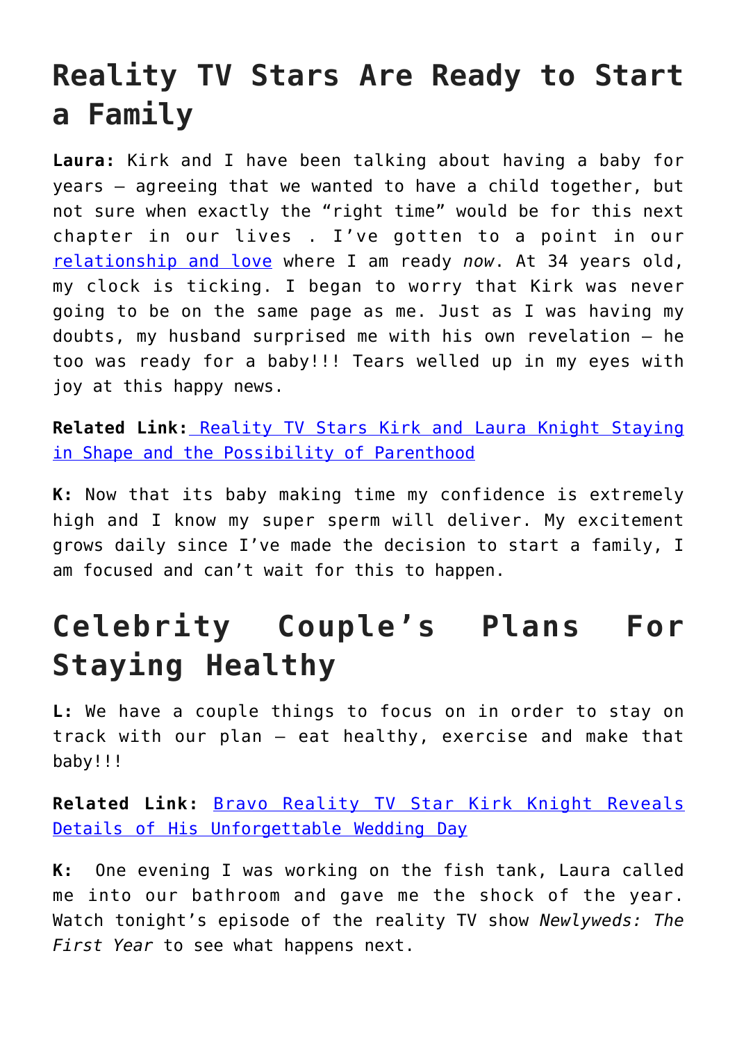## Reality TV Stars Are Ready to Start a Family

**Laura:** Kirk and I have been talking about having a baby for years – agreeing that we wanted to have a child together, but not sure when exactly the "right time" would be for this next chapter in our lives . I've gotten to a point in our relationship and love where I am ready *now*. At 34 years old, my clock is ticking. I began to worry that Kirk was never going to be on the same page as me. Just as I was having my doubts, my husband surprised me with his own revelation – he too was ready for a baby!!! Tears welled up in my eyes with joy at this happy news.

**Related Link:** Reality TV Stars Kirk and Laura Knight Staying in Shape and the Possibility of Parenthood

**K:** Now that its baby making time my confidence is extremely high and I know my super sperm will deliver. My excitement grows daily since I've made the decision to start a family, I am focused and can't wait for this to happen.

## Celebrity Couple's Plans For Staying Healthy

**L:** We have a couple things to focus on in order to stay on track with our plan – eat healthy, exercise and make that baby!!!

**Related Link:** Bravo Reality TV Star Kirk Knight Reveals Details of His Unforgettable Wedding Day

**K:** One evening I was working on the fish tank, Laura called me into our bathroom and gave me the shock of the year. Watch tonight's episode of the reality TV show *Newlyweds: The First Year* to see what happens next.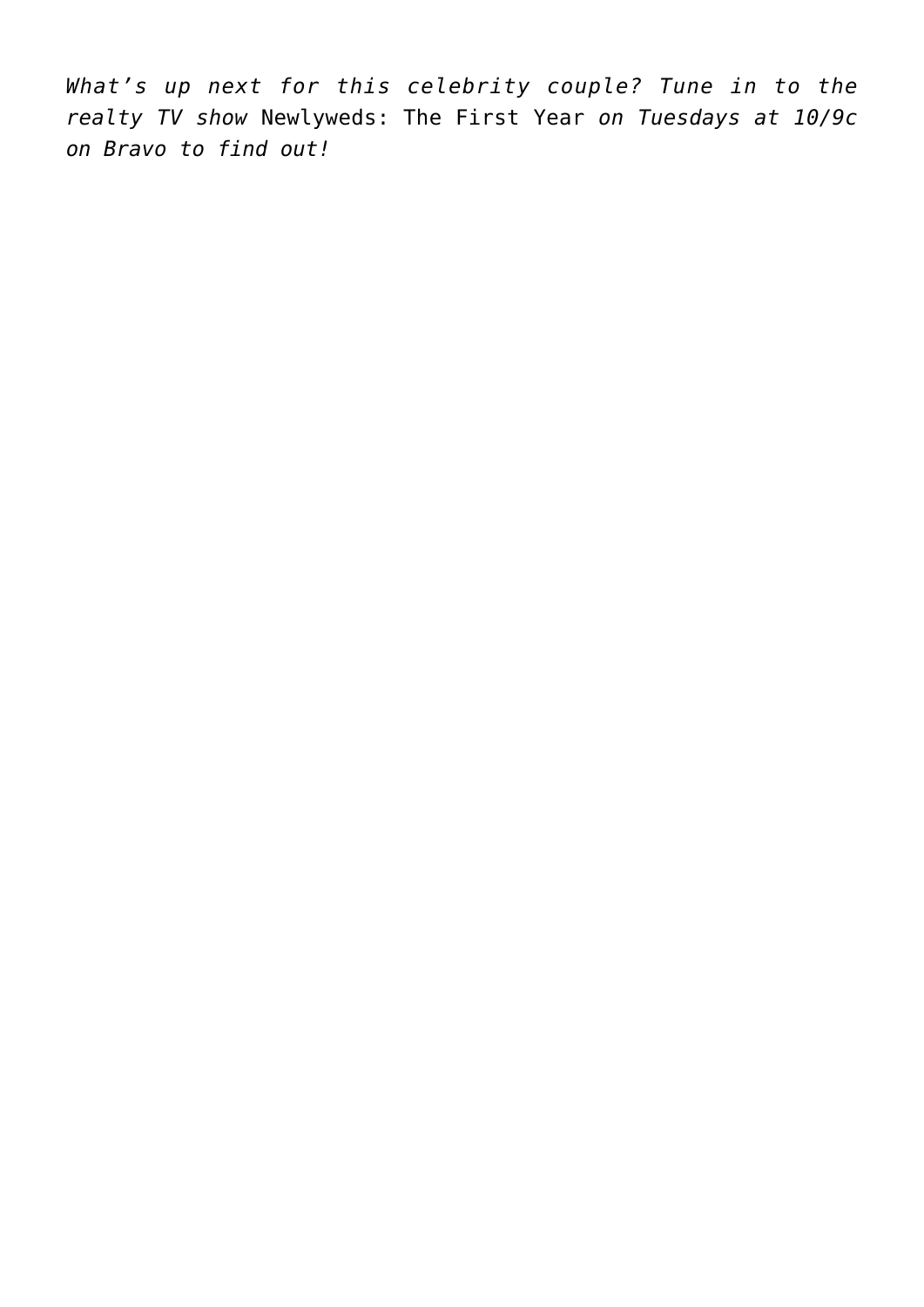*What's up next for this celebrity couple? Tune in to the realty TV show* Newlyweds: The First Year *on Tuesdays at 10/9c on Bravo to find out!*